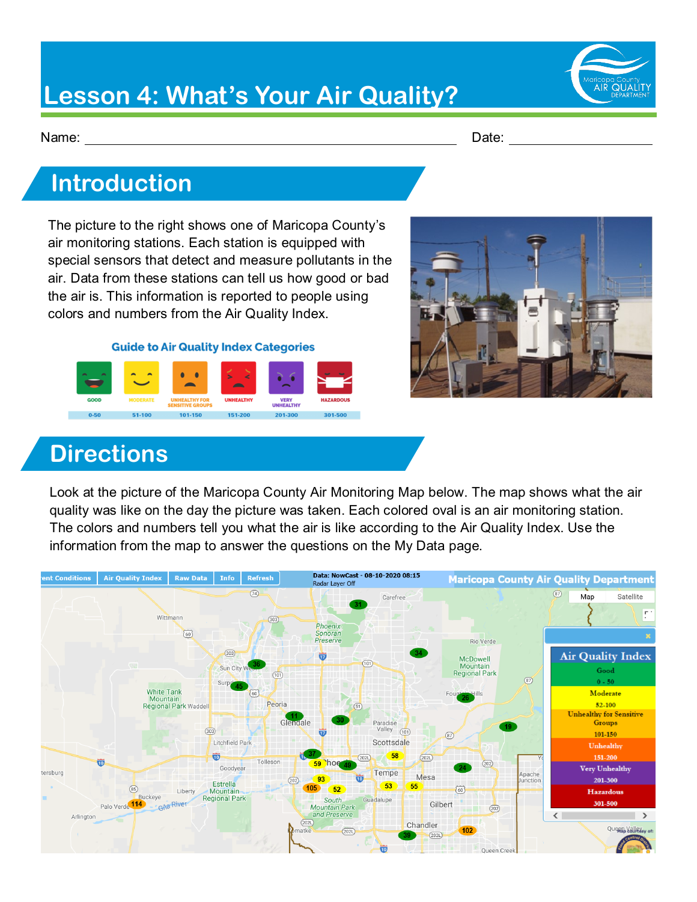# Lesson 4: What's Your Air Quality?

Name: ______________________________ Date: ______________

## Introduction

The picture to the right shows one of Maricopa County's air monitoring stations. Each station is equipped with special sensors that detect and measure pollutants in the air. Data from these stations can tell us how good or bad the air is. This information is reported to people using colors and numbers from the Air Quality Index.

**Guide to Air Quality Index Categories**

| GOOD | MODERATE | UNHEALTHY FOR SENSITIVE GROUPS | UNHEALTHY | VERY UNHEALTHY | HAZARDOUS |
|---|---|---|---|---|---|
| 0-50 | 51-100 | 101-150 | 151-200 | 201-300 | 301-500 |

## Directions

Look at the picture of the Maricopa County Air Monitoring Map below. The map shows what the air quality was like on the day the picture was taken. Each colored oval is an air monitoring station. The colors and numbers tell you what the air is like according to the Air Quality Index. Use the information from the map to answer the questions on the My Data page.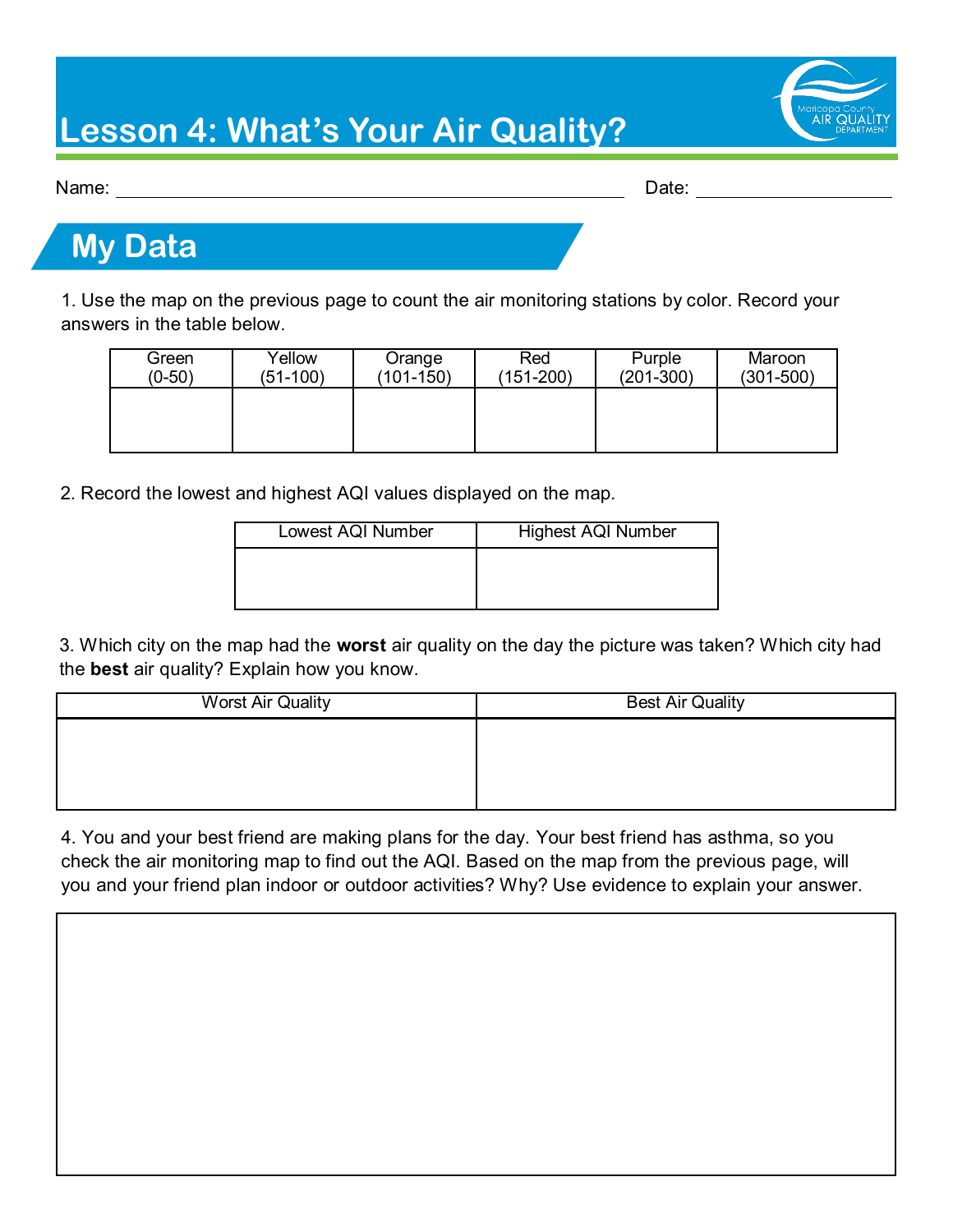# Lesson 4: What's Your Air Quality?

Name: ______________________________________________ Date: ____________________

## My Data

1. Use the map on the previous page to count the air monitoring stations by color. Record your answers in the table below.

| Green (0-50) | Yellow (51-100) | Orange (101-150) | Red (151-200) | Purple (201-300) | Maroon (301-500) |
|---|---|---|---|---|---|
| | | | | | |

2. Record the lowest and highest AQI values displayed on the map.

| Lowest AQI Number | Highest AQI Number |
|---|---|
| | |

3. Which city on the map had the **worst** air quality on the day the picture was taken? Which city had the **best** air quality? Explain how you know.

| Worst Air Quality | Best Air Quality |
|---|---|
| | |

4. You and your best friend are making plans for the day. Your best friend has asthma, so you check the air monitoring map to find out the AQI. Based on the map from the previous page, will you and your friend plan indoor or outdoor activities? Why? Use evidence to explain your answer.